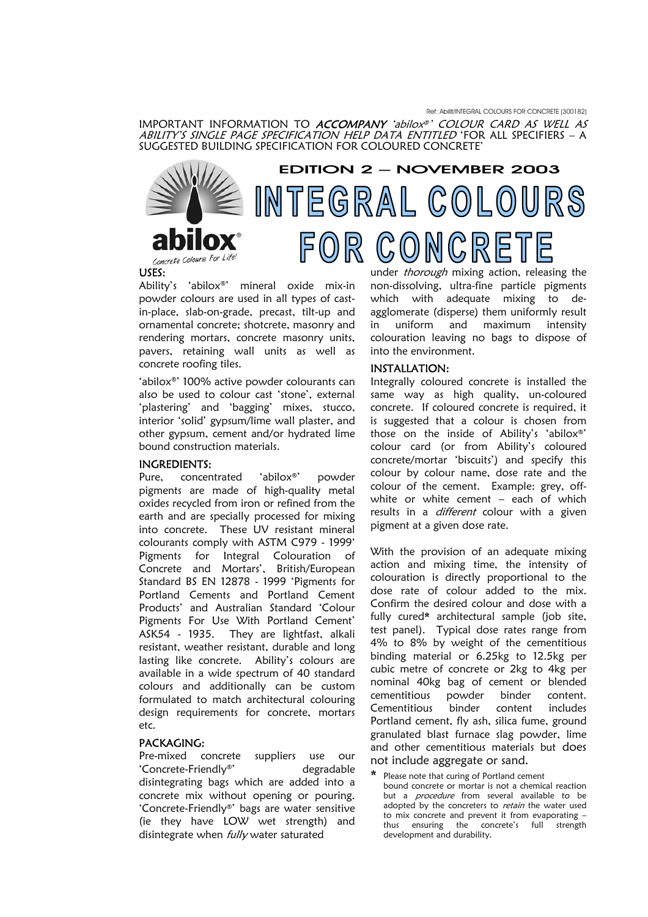Ref: Abilit/INTEGRAL COLOURS FOR CONCRETE (300182)

IMPORTANT INFORMATION TO ***ACCOMPANY*** *'abilox®' COLOUR CARD AS WELL AS ABILITY'S SINGLE PAGE SPECIFICATION HELP DATA ENTITLED* 'FOR ALL SPECIFIERS – A SUGGESTED BUILDING SPECIFICATION FOR COLOURED CONCRETE'

**EDITION 2 – NOVEMBER 2003**

# INTEGRAL COLOURS FOR CONCRETE

abilox® *Concrete Colours For Life!*

## USES:

Ability's 'abilox®' mineral oxide mix-in powder colours are used in all types of cast-in-place, slab-on-grade, precast, tilt-up and ornamental concrete; shotcrete, masonry and rendering mortars, concrete masonry units, pavers, retaining wall units as well as concrete roofing tiles.

'abilox®' 100% active powder colourants can also be used to colour cast 'stone', external 'plastering' and 'bagging' mixes, stucco, interior 'solid' gypsum/lime wall plaster, and other gypsum, cement and/or hydrated lime bound construction materials.

## INGREDIENTS:

Pure, concentrated 'abilox®' powder pigments are made of high-quality metal oxides recycled from iron or refined from the earth and are specially processed for mixing into concrete. These UV resistant mineral colourants comply with ASTM C979 - 1999' Pigments for Integral Colouration of Concrete and Mortars', British/European Standard BS EN 12878 - 1999 'Pigments for Portland Cements and Portland Cement Products' and Australian Standard 'Colour Pigments For Use With Portland Cement' ASK54 - 1935. They are lightfast, alkali resistant, weather resistant, durable and long lasting like concrete. Ability's colours are available in a wide spectrum of 40 standard colours and additionally can be custom formulated to match architectural colouring design requirements for concrete, mortars etc.

## PACKAGING:

Pre-mixed concrete suppliers use our 'Concrete-Friendly®' degradable disintegrating bags which are added into a concrete mix without opening or pouring. 'Concrete-Friendly®' bags are water sensitive (ie they have LOW wet strength) and disintegrate when *fully* water saturated under *thorough* mixing action, releasing the non-dissolving, ultra-fine particle pigments which with adequate mixing to de-agglomerate (disperse) them uniformly result in uniform and maximum intensity colouration leaving no bags to dispose of into the environment.

## INSTALLATION:

Integrally coloured concrete is installed the same way as high quality, un-coloured concrete. If coloured concrete is required, it is suggested that a colour is chosen from those on the inside of Ability's 'abilox®' colour card (or from Ability's coloured concrete/mortar 'biscuits') and specify this colour by colour name, dose rate and the colour of the cement. Example: grey, off-white or white cement – each of which results in a *different* colour with a given pigment at a given dose rate.

With the provision of an adequate mixing action and mixing time, the intensity of colouration is directly proportional to the dose rate of colour added to the mix. Confirm the desired colour and dose with a fully cured* architectural sample (job site, test panel). Typical dose rates range from 4% to 8% by weight of the cementitious binding material or 6.25kg to 12.5kg per cubic metre of concrete or 2kg to 4kg per nominal 40kg bag of cement or blended cementitious powder binder content. Cementitious binder content includes Portland cement, fly ash, silica fume, ground granulated blast furnace slag powder, lime and other cementitious materials but does not include aggregate or sand.

\* Please note that curing of Portland cement bound concrete or mortar is not a chemical reaction but a *procedure* from several available to be adopted by the concreters to *retain* the water used to mix concrete and prevent it from evaporating – thus ensuring the concrete's full strength development and durability.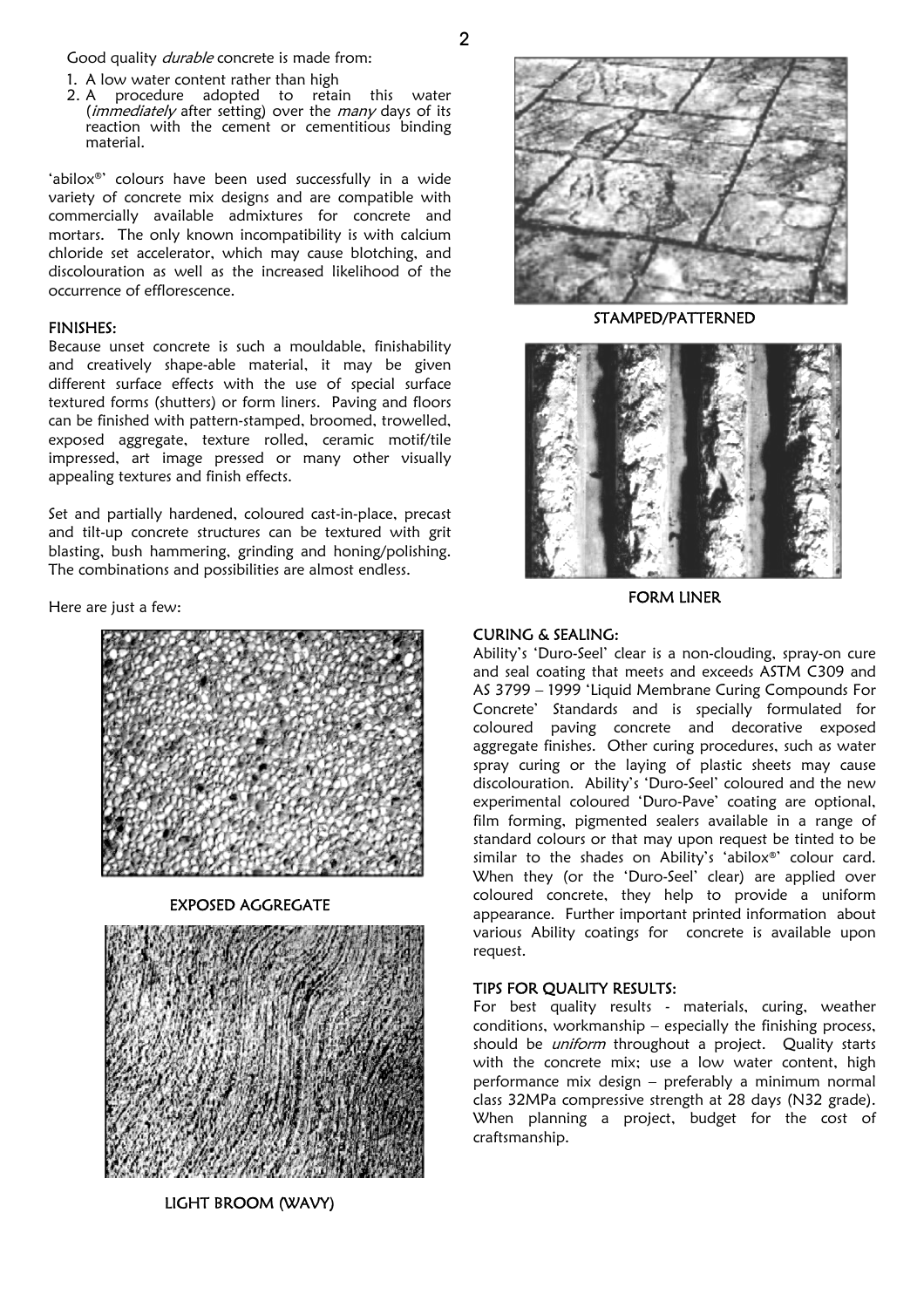Good quality *durable* concrete is made from:

1. A low water content rather than high
2. A procedure adopted to retain this water (*immediately* after setting) over the *many* days of its reaction with the cement or cementitious binding material.

'abilox®' colours have been used successfully in a wide variety of concrete mix designs and are compatible with commercially available admixtures for concrete and mortars. The only known incompatibility is with calcium chloride set accelerator, which may cause blotching, and discolouration as well as the increased likelihood of the occurrence of efflorescence.

## FINISHES:

Because unset concrete is such a mouldable, finishability and creatively shape-able material, it may be given different surface effects with the use of special surface textured forms (shutters) or form liners. Paving and floors can be finished with pattern-stamped, broomed, trowelled, exposed aggregate, texture rolled, ceramic motif/tile impressed, art image pressed or many other visually appealing textures and finish effects.

Set and partially hardened, coloured cast-in-place, precast and tilt-up concrete structures can be textured with grit blasting, bush hammering, grinding and honing/polishing. The combinations and possibilities are almost endless.

Here are just a few:

EXPOSED AGGREGATE

LIGHT BROOM (WAVY)

STAMPED/PATTERNED

FORM LINER

## CURING & SEALING:

Ability's 'Duro-Seel' clear is a non-clouding, spray-on cure and seal coating that meets and exceeds ASTM C309 and AS 3799 – 1999 'Liquid Membrane Curing Compounds For Concrete' Standards and is specially formulated for coloured paving concrete and decorative exposed aggregate finishes. Other curing procedures, such as water spray curing or the laying of plastic sheets may cause discolouration. Ability's 'Duro-Seel' coloured and the new experimental coloured 'Duro-Pave' coating are optional, film forming, pigmented sealers available in a range of standard colours or that may upon request be tinted to be similar to the shades on Ability's 'abilox®' colour card. When they (or the 'Duro-Seel' clear) are applied over coloured concrete, they help to provide a uniform appearance. Further important printed information about various Ability coatings for concrete is available upon request.

## TIPS FOR QUALITY RESULTS:

For best quality results - materials, curing, weather conditions, workmanship – especially the finishing process, should be *uniform* throughout a project. Quality starts with the concrete mix; use a low water content, high performance mix design – preferably a minimum normal class 32MPa compressive strength at 28 days (N32 grade). When planning a project, budget for the cost of craftsmanship.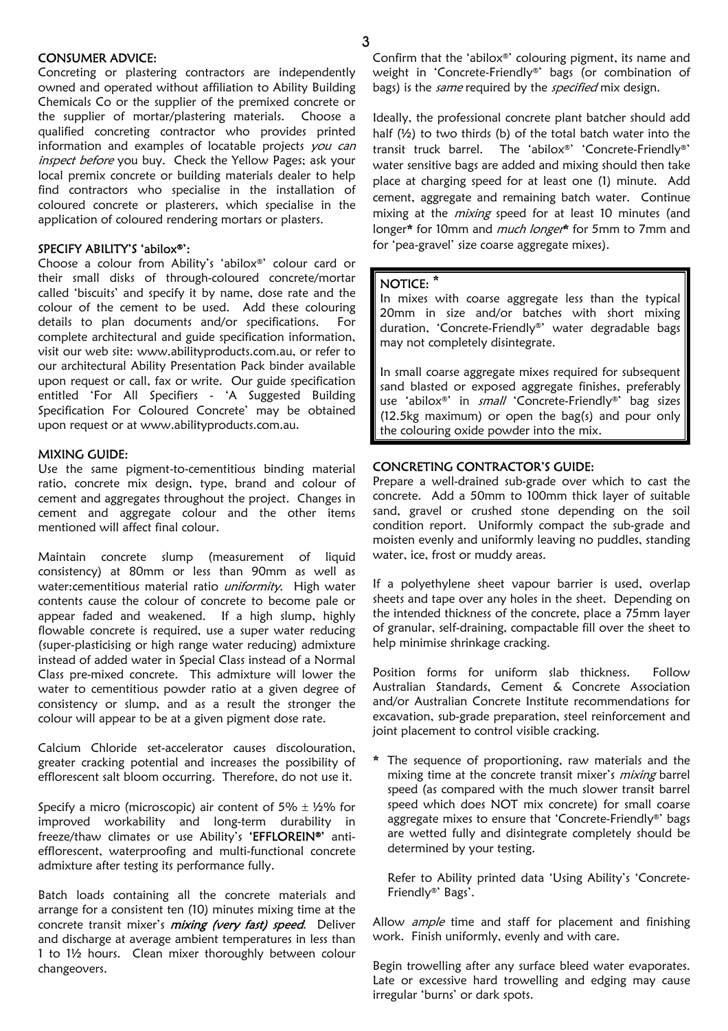## CONSUMER ADVICE:

Concreting or plastering contractors are independently owned and operated without affiliation to Ability Building Chemicals Co or the supplier of the premixed concrete or the supplier of mortar/plastering materials. Choose a qualified concreting contractor who provides printed information and examples of locatable projects *you can inspect before* you buy. Check the Yellow Pages; ask your local premix concrete or building materials dealer to help find contractors who specialise in the installation of coloured concrete or plasterers, which specialise in the application of coloured rendering mortars or plasters.

## SPECIFY ABILITY'S 'abilox®':

Choose a colour from Ability's 'abilox®' colour card or their small disks of through-coloured concrete/mortar called 'biscuits' and specify it by name, dose rate and the colour of the cement to be used. Add these colouring details to plan documents and/or specifications. For complete architectural and guide specification information, visit our web site: www.abilityproducts.com.au, or refer to our architectural Ability Presentation Pack binder available upon request or call, fax or write. Our guide specification entitled 'For All Specifiers - 'A Suggested Building Specification For Coloured Concrete' may be obtained upon request or at www.abilityproducts.com.au.

## MIXING GUIDE:

Use the same pigment-to-cementitious binding material ratio, concrete mix design, type, brand and colour of cement and aggregates throughout the project. Changes in cement and aggregate colour and the other items mentioned will affect final colour.

Maintain concrete slump (measurement of liquid consistency) at 80mm or less than 90mm as well as water:cementitious material ratio *uniformity*. High water contents cause the colour of concrete to become pale or appear faded and weakened. If a high slump, highly flowable concrete is required, use a super water reducing (super-plasticising or high range water reducing) admixture instead of added water in Special Class instead of a Normal Class pre-mixed concrete. This admixture will lower the water to cementitious powder ratio at a given degree of consistency or slump, and as a result the stronger the colour will appear to be at a given pigment dose rate.

Calcium Chloride set-accelerator causes discolouration, greater cracking potential and increases the possibility of efflorescent salt bloom occurring. Therefore, do not use it.

Specify a micro (microscopic) air content of 5% ± ½% for improved workability and long-term durability in freeze/thaw climates or use Ability's '**EFFLOREIN®**' anti-efflorescent, waterproofing and multi-functional concrete admixture after testing its performance fully.

Batch loads containing all the concrete materials and arrange for a consistent ten (10) minutes mixing time at the concrete transit mixer's ***mixing (very fast) speed***. Deliver and discharge at average ambient temperatures in less than 1 to 1½ hours. Clean mixer thoroughly between colour changeovers.

Confirm that the 'abilox®' colouring pigment, its name and weight in 'Concrete-Friendly®' bags (or combination of bags) is the *same* required by the *specified* mix design.

Ideally, the professional concrete plant batcher should add half (½) to two thirds (b) of the total batch water into the transit truck barrel. The 'abilox®' 'Concrete-Friendly®' water sensitive bags are added and mixing should then take place at charging speed for at least one (1) minute. Add cement, aggregate and remaining batch water. Continue mixing at the *mixing* speed for at least 10 minutes (and longer* for 10mm and *much longer** for 5mm to 7mm and for 'pea-gravel' size coarse aggregate mixes).

> **NOTICE: ***
>
> In mixes with coarse aggregate less than the typical 20mm in size and/or batches with short mixing duration, 'Concrete-Friendly®' water degradable bags may not completely disintegrate.
>
> In small coarse aggregate mixes required for subsequent sand blasted or exposed aggregate finishes, preferably use 'abilox®' in *small* 'Concrete-Friendly®' bag sizes (12.5kg maximum) or open the bag(s) and pour only the colouring oxide powder into the mix.

## CONCRETING CONTRACTOR'S GUIDE:

Prepare a well-drained sub-grade over which to cast the concrete. Add a 50mm to 100mm thick layer of suitable sand, gravel or crushed stone depending on the soil condition report. Uniformly compact the sub-grade and moisten evenly and uniformly leaving no puddles, standing water, ice, frost or muddy areas.

If a polyethylene sheet vapour barrier is used, overlap sheets and tape over any holes in the sheet. Depending on the intended thickness of the concrete, place a 75mm layer of granular, self-draining, compactable fill over the sheet to help minimise shrinkage cracking.

Position forms for uniform slab thickness. Follow Australian Standards, Cement & Concrete Association and/or Australian Concrete Institute recommendations for excavation, sub-grade preparation, steel reinforcement and joint placement to control visible cracking.

\* The sequence of proportioning, raw materials and the mixing time at the concrete transit mixer's *mixing* barrel speed (as compared with the much slower transit barrel speed which does NOT mix concrete) for small coarse aggregate mixes to ensure that 'Concrete-Friendly®' bags are wetted fully and disintegrate completely should be determined by your testing.

Refer to Ability printed data 'Using Ability's 'Concrete-Friendly®' Bags'.

Allow *ample* time and staff for placement and finishing work. Finish uniformly, evenly and with care.

Begin trowelling after any surface bleed water evaporates. Late or excessive hard trowelling and edging may cause irregular 'burns' or dark spots.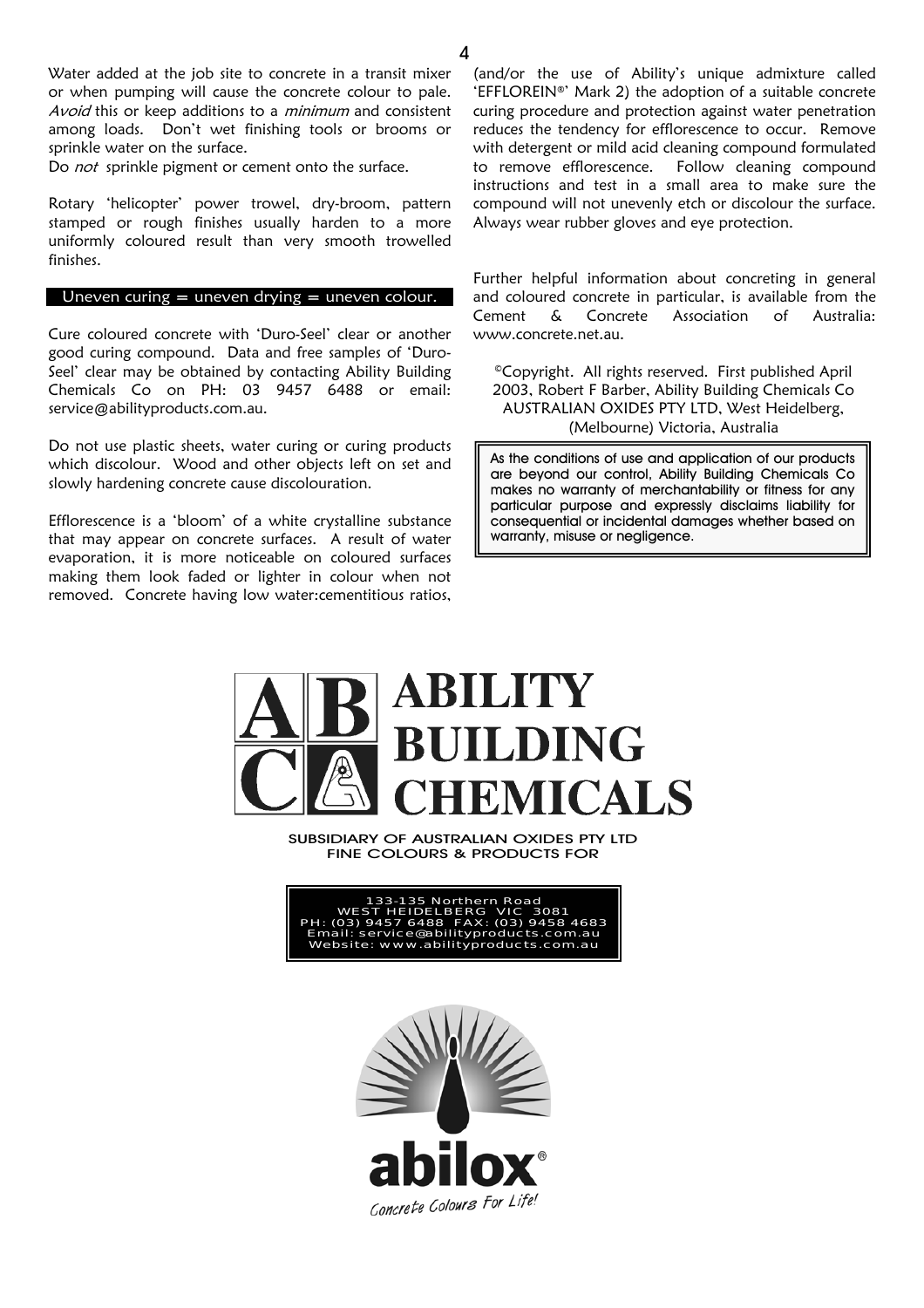Water added at the job site to concrete in a transit mixer or when pumping will cause the concrete colour to pale. *Avoid* this or keep additions to a *minimum* and consistent among loads. Don't wet finishing tools or brooms or sprinkle water on the surface.

Do *not* sprinkle pigment or cement onto the surface.

Rotary 'helicopter' power trowel, dry-broom, pattern stamped or rough finishes usually harden to a more uniformly coloured result than very smooth trowelled finishes.

**Uneven curing = uneven drying = uneven colour.**

Cure coloured concrete with 'Duro-Seel' clear or another good curing compound. Data and free samples of 'Duro-Seel' clear may be obtained by contacting Ability Building Chemicals Co on PH: 03 9457 6488 or email: service@abilityproducts.com.au.

Do not use plastic sheets, water curing or curing products which discolour. Wood and other objects left on set and slowly hardening concrete cause discolouration.

Efflorescence is a 'bloom' of a white crystalline substance that may appear on concrete surfaces. A result of water evaporation, it is more noticeable on coloured surfaces making them look faded or lighter in colour when not removed. Concrete having low water:cementitious ratios, (and/or the use of Ability's unique admixture called 'EFFLOREIN®' Mark 2) the adoption of a suitable concrete curing procedure and protection against water penetration reduces the tendency for efflorescence to occur. Remove with detergent or mild acid cleaning compound formulated to remove efflorescence. Follow cleaning compound instructions and test in a small area to make sure the compound will not unevenly etch or discolour the surface. Always wear rubber gloves and eye protection.

Further helpful information about concreting in general and coloured concrete in particular, is available from the Cement & Concrete Association of Australia: www.concrete.net.au.

©Copyright. All rights reserved. First published April 2003, Robert F Barber, Ability Building Chemicals Co AUSTRALIAN OXIDES PTY LTD, West Heidelberg, (Melbourne) Victoria, Australia

**As the conditions of use and application of our products are beyond our control, Ability Building Chemicals Co makes no warranty of merchantability or fitness for any particular purpose and expressly disclaims liability for consequential or incidental damages whether based on warranty, misuse or negligence.**

# ABILITY BUILDING CHEMICALS

SUBSIDIARY OF AUSTRALIAN OXIDES PTY LTD
FINE COLOURS & PRODUCTS FOR

133-135 Northern Road
WEST HEIDELBERG VIC 3081
PH: (03) 9457 6488 FAX: (03) 9458 4683
Email: service@abilityproducts.com.au
Website: www.abilityproducts.com.au

abilox®
Concrete Colours For Life!